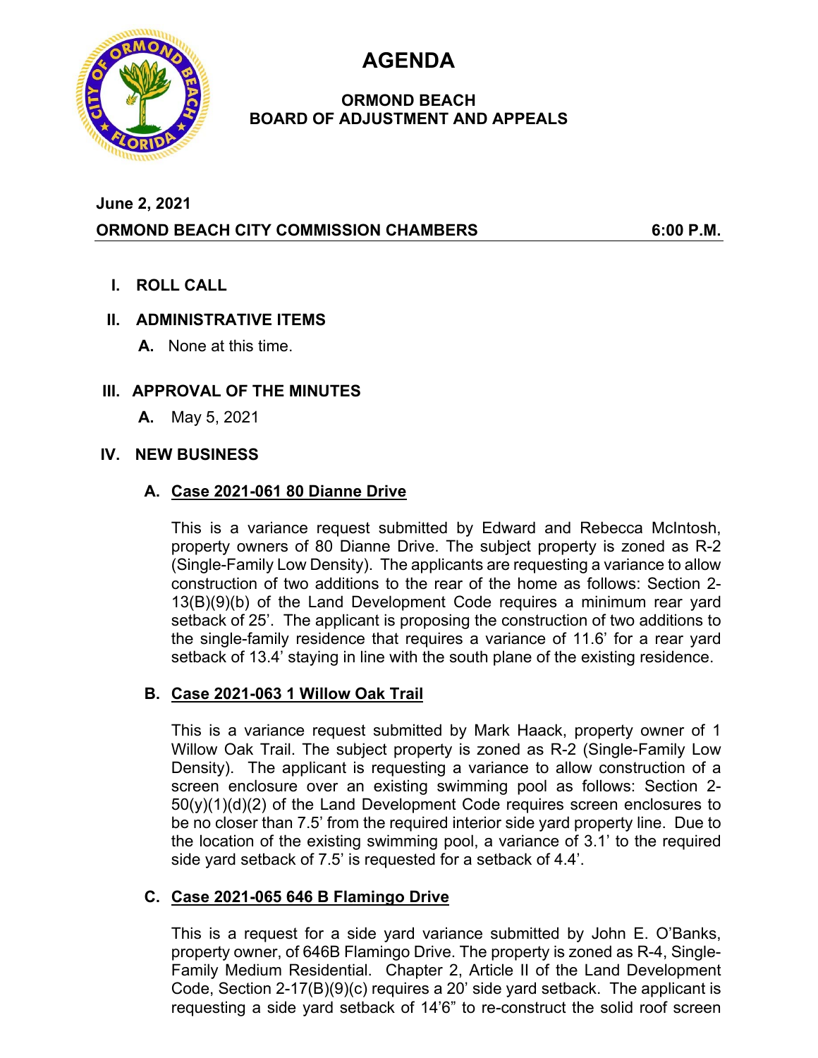# AGENDA

## ORMOND BEACH
## BOARD OF ADJUSTMENT AND APPEALS

**June 2, 2021**

**ORMOND BEACH CITY COMMISSION CHAMBERS 6:00 P.M.**

## I. ROLL CALL

## II. ADMINISTRATIVE ITEMS

**A.** None at this time.

## III. APPROVAL OF THE MINUTES

**A.** May 5, 2021

## IV. NEW BUSINESS

### A. Case 2021-061 80 Dianne Drive

This is a variance request submitted by Edward and Rebecca McIntosh, property owners of 80 Dianne Drive. The subject property is zoned as R-2 (Single-Family Low Density). The applicants are requesting a variance to allow construction of two additions to the rear of the home as follows: Section 2-13(B)(9)(b) of the Land Development Code requires a minimum rear yard setback of 25'. The applicant is proposing the construction of two additions to the single-family residence that requires a variance of 11.6' for a rear yard setback of 13.4' staying in line with the south plane of the existing residence.

### B. Case 2021-063 1 Willow Oak Trail

This is a variance request submitted by Mark Haack, property owner of 1 Willow Oak Trail. The subject property is zoned as R-2 (Single-Family Low Density). The applicant is requesting a variance to allow construction of a screen enclosure over an existing swimming pool as follows: Section 2-50(y)(1)(d)(2) of the Land Development Code requires screen enclosures to be no closer than 7.5' from the required interior side yard property line. Due to the location of the existing swimming pool, a variance of 3.1' to the required side yard setback of 7.5' is requested for a setback of 4.4'.

### C. Case 2021-065 646 B Flamingo Drive

This is a request for a side yard variance submitted by John E. O'Banks, property owner, of 646B Flamingo Drive. The property is zoned as R-4, Single-Family Medium Residential. Chapter 2, Article II of the Land Development Code, Section 2-17(B)(9)(c) requires a 20' side yard setback. The applicant is requesting a side yard setback of 14'6" to re-construct the solid roof screen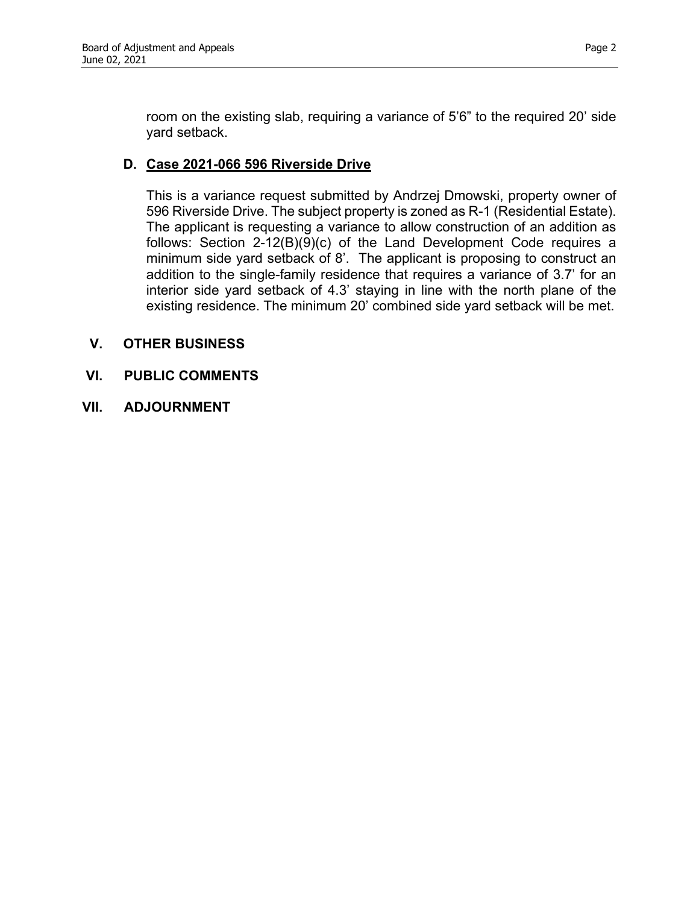room on the existing slab, requiring a variance of 5’6” to the required 20’ side yard setback.

**D. Case 2021-066 596 Riverside Drive**

This is a variance request submitted by Andrzej Dmowski, property owner of 596 Riverside Drive. The subject property is zoned as R-1 (Residential Estate). The applicant is requesting a variance to allow construction of an addition as follows: Section 2-12(B)(9)(c) of the Land Development Code requires a minimum side yard setback of 8’. The applicant is proposing to construct an addition to the single-family residence that requires a variance of 3.7’ for an interior side yard setback of 4.3’ staying in line with the north plane of the existing residence. The minimum 20’ combined side yard setback will be met.

**V. OTHER BUSINESS**

**VI. PUBLIC COMMENTS**

**VII. ADJOURNMENT**